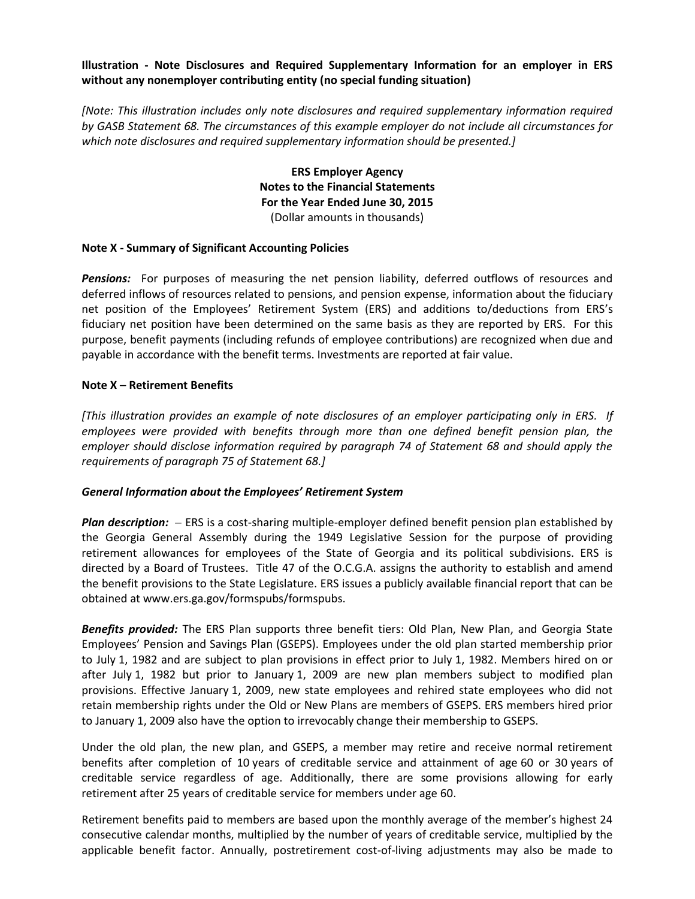**Illustration - Note Disclosures and Required Supplementary Information for an employer in ERS without any nonemployer contributing entity (no special funding situation)**

*[Note: This illustration includes only note disclosures and required supplementary information required by GASB Statement 68. The circumstances of this example employer do not include all circumstances for which note disclosures and required supplementary information should be presented.]*

**ERS Employer Agency**
**Notes to the Financial Statements**
**For the Year Ended June 30, 2015**
(Dollar amounts in thousands)

**Note X - Summary of Significant Accounting Policies**

***Pensions:*** For purposes of measuring the net pension liability, deferred outflows of resources and deferred inflows of resources related to pensions, and pension expense, information about the fiduciary net position of the Employees' Retirement System (ERS) and additions to/deductions from ERS's fiduciary net position have been determined on the same basis as they are reported by ERS. For this purpose, benefit payments (including refunds of employee contributions) are recognized when due and payable in accordance with the benefit terms. Investments are reported at fair value.

**Note X – Retirement Benefits**

*[This illustration provides an example of note disclosures of an employer participating only in ERS. If employees were provided with benefits through more than one defined benefit pension plan, the employer should disclose information required by paragraph 74 of Statement 68 and should apply the requirements of paragraph 75 of Statement 68.]*

***General Information about the Employees' Retirement System***

***Plan description:*** – ERS is a cost-sharing multiple-employer defined benefit pension plan established by the Georgia General Assembly during the 1949 Legislative Session for the purpose of providing retirement allowances for employees of the State of Georgia and its political subdivisions. ERS is directed by a Board of Trustees. Title 47 of the O.C.G.A. assigns the authority to establish and amend the benefit provisions to the State Legislature. ERS issues a publicly available financial report that can be obtained at www.ers.ga.gov/formspubs/formspubs.

***Benefits provided:*** The ERS Plan supports three benefit tiers: Old Plan, New Plan, and Georgia State Employees' Pension and Savings Plan (GSEPS). Employees under the old plan started membership prior to July 1, 1982 and are subject to plan provisions in effect prior to July 1, 1982. Members hired on or after July 1, 1982 but prior to January 1, 2009 are new plan members subject to modified plan provisions. Effective January 1, 2009, new state employees and rehired state employees who did not retain membership rights under the Old or New Plans are members of GSEPS. ERS members hired prior to January 1, 2009 also have the option to irrevocably change their membership to GSEPS.

Under the old plan, the new plan, and GSEPS, a member may retire and receive normal retirement benefits after completion of 10 years of creditable service and attainment of age 60 or 30 years of creditable service regardless of age. Additionally, there are some provisions allowing for early retirement after 25 years of creditable service for members under age 60.

Retirement benefits paid to members are based upon the monthly average of the member's highest 24 consecutive calendar months, multiplied by the number of years of creditable service, multiplied by the applicable benefit factor. Annually, postretirement cost-of-living adjustments may also be made to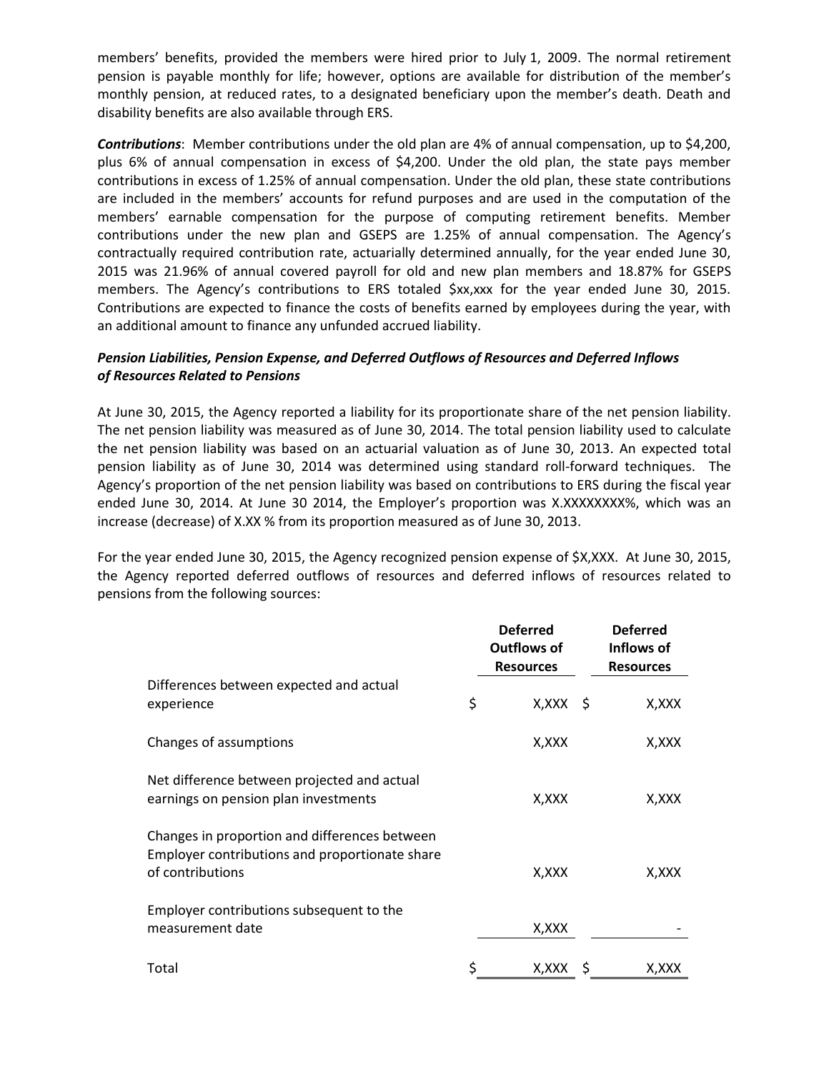members' benefits, provided the members were hired prior to July 1, 2009. The normal retirement pension is payable monthly for life; however, options are available for distribution of the member's monthly pension, at reduced rates, to a designated beneficiary upon the member's death. Death and disability benefits are also available through ERS.

***Contributions***: Member contributions under the old plan are 4% of annual compensation, up to $4,200, plus 6% of annual compensation in excess of $4,200. Under the old plan, the state pays member contributions in excess of 1.25% of annual compensation. Under the old plan, these state contributions are included in the members' accounts for refund purposes and are used in the computation of the members' earnable compensation for the purpose of computing retirement benefits. Member contributions under the new plan and GSEPS are 1.25% of annual compensation. The Agency's contractually required contribution rate, actuarially determined annually, for the year ended June 30, 2015 was 21.96% of annual covered payroll for old and new plan members and 18.87% for GSEPS members. The Agency's contributions to ERS totaled $xx,xxx for the year ended June 30, 2015. Contributions are expected to finance the costs of benefits earned by employees during the year, with an additional amount to finance any unfunded accrued liability.

***Pension Liabilities, Pension Expense, and Deferred Outflows of Resources and Deferred Inflows of Resources Related to Pensions***

At June 30, 2015, the Agency reported a liability for its proportionate share of the net pension liability. The net pension liability was measured as of June 30, 2014. The total pension liability used to calculate the net pension liability was based on an actuarial valuation as of June 30, 2013. An expected total pension liability as of June 30, 2014 was determined using standard roll-forward techniques. The Agency's proportion of the net pension liability was based on contributions to ERS during the fiscal year ended June 30, 2014. At June 30 2014, the Employer's proportion was X.XXXXXXXX%, which was an increase (decrease) of X.XX % from its proportion measured as of June 30, 2013.

For the year ended June 30, 2015, the Agency recognized pension expense of $X,XXX. At June 30, 2015, the Agency reported deferred outflows of resources and deferred inflows of resources related to pensions from the following sources:

| | Deferred Outflows of Resources | Deferred Inflows of Resources |
|---|---|---|
| Differences between expected and actual experience | $ X,XXX | $ X,XXX |
| Changes of assumptions | X,XXX | X,XXX |
| Net difference between projected and actual earnings on pension plan investments | X,XXX | X,XXX |
| Changes in proportion and differences between Employer contributions and proportionate share of contributions | X,XXX | X,XXX |
| Employer contributions subsequent to the measurement date | X,XXX | - |
| Total | $ X,XXX | $ X,XXX |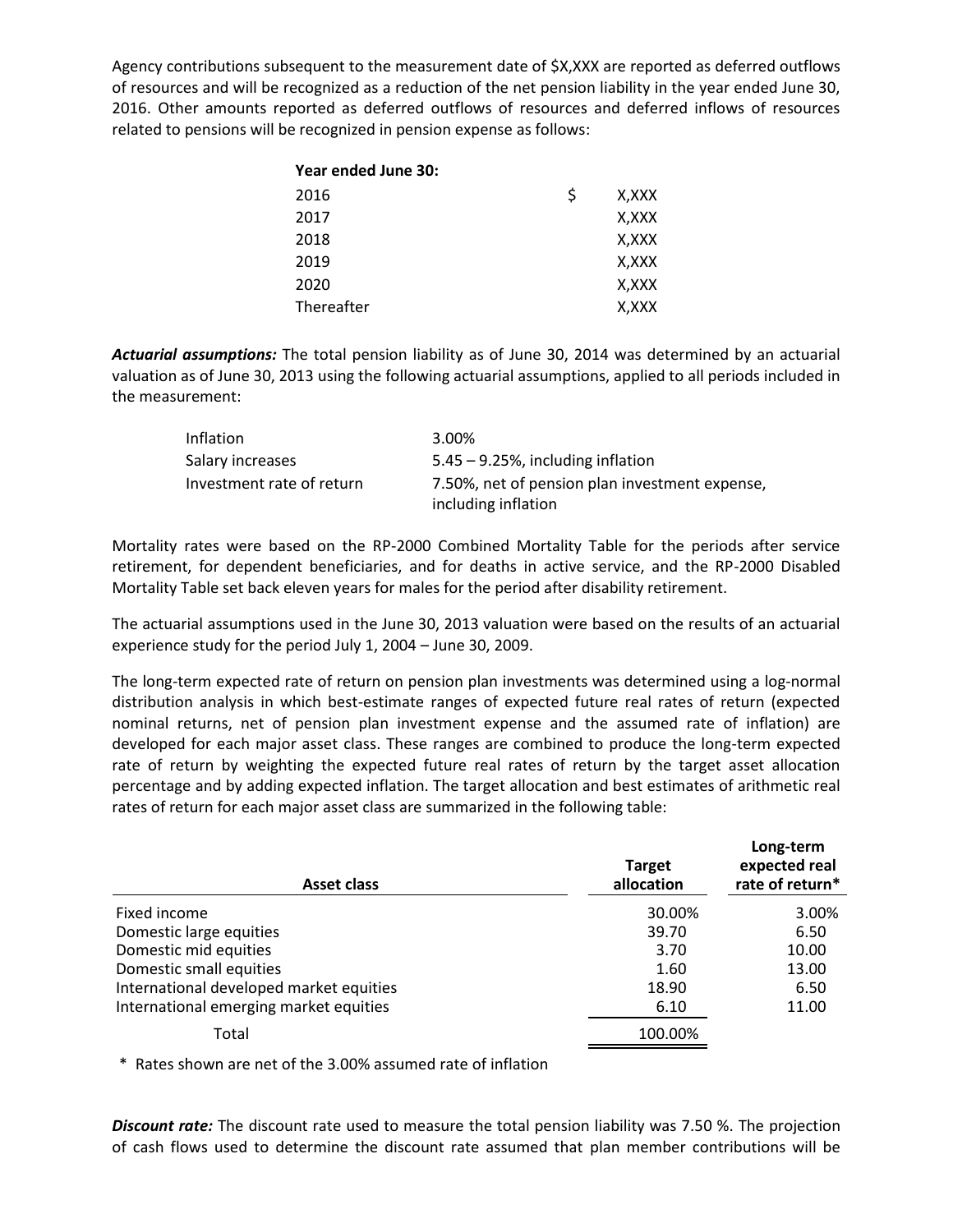Agency contributions subsequent to the measurement date of $X,XXX are reported as deferred outflows of resources and will be recognized as a reduction of the net pension liability in the year ended June 30, 2016. Other amounts reported as deferred outflows of resources and deferred inflows of resources related to pensions will be recognized in pension expense as follows:

| **Year ended June 30:** | |
|---|---|
| 2016 | $ X,XXX |
| 2017 | X,XXX |
| 2018 | X,XXX |
| 2019 | X,XXX |
| 2020 | X,XXX |
| Thereafter | X,XXX |

***Actuarial assumptions:*** The total pension liability as of June 30, 2014 was determined by an actuarial valuation as of June 30, 2013 using the following actuarial assumptions, applied to all periods included in the measurement:

| | |
|---|---|
| Inflation | 3.00% |
| Salary increases | 5.45 – 9.25%, including inflation |
| Investment rate of return | 7.50%, net of pension plan investment expense, including inflation |

Mortality rates were based on the RP-2000 Combined Mortality Table for the periods after service retirement, for dependent beneficiaries, and for deaths in active service, and the RP-2000 Disabled Mortality Table set back eleven years for males for the period after disability retirement.

The actuarial assumptions used in the June 30, 2013 valuation were based on the results of an actuarial experience study for the period July 1, 2004 – June 30, 2009.

The long-term expected rate of return on pension plan investments was determined using a log-normal distribution analysis in which best-estimate ranges of expected future real rates of return (expected nominal returns, net of pension plan investment expense and the assumed rate of inflation) are developed for each major asset class. These ranges are combined to produce the long-term expected rate of return by weighting the expected future real rates of return by the target asset allocation percentage and by adding expected inflation. The target allocation and best estimates of arithmetic real rates of return for each major asset class are summarized in the following table:

| Asset class | Target allocation | Long-term expected real rate of return* |
|---|---|---|
| Fixed income | 30.00% | 3.00% |
| Domestic large equities | 39.70 | 6.50 |
| Domestic mid equities | 3.70 | 10.00 |
| Domestic small equities | 1.60 | 13.00 |
| International developed market equities | 18.90 | 6.50 |
| International emerging market equities | 6.10 | 11.00 |
| Total | 100.00% | |

\* Rates shown are net of the 3.00% assumed rate of inflation

***Discount rate:*** The discount rate used to measure the total pension liability was 7.50 %. The projection of cash flows used to determine the discount rate assumed that plan member contributions will be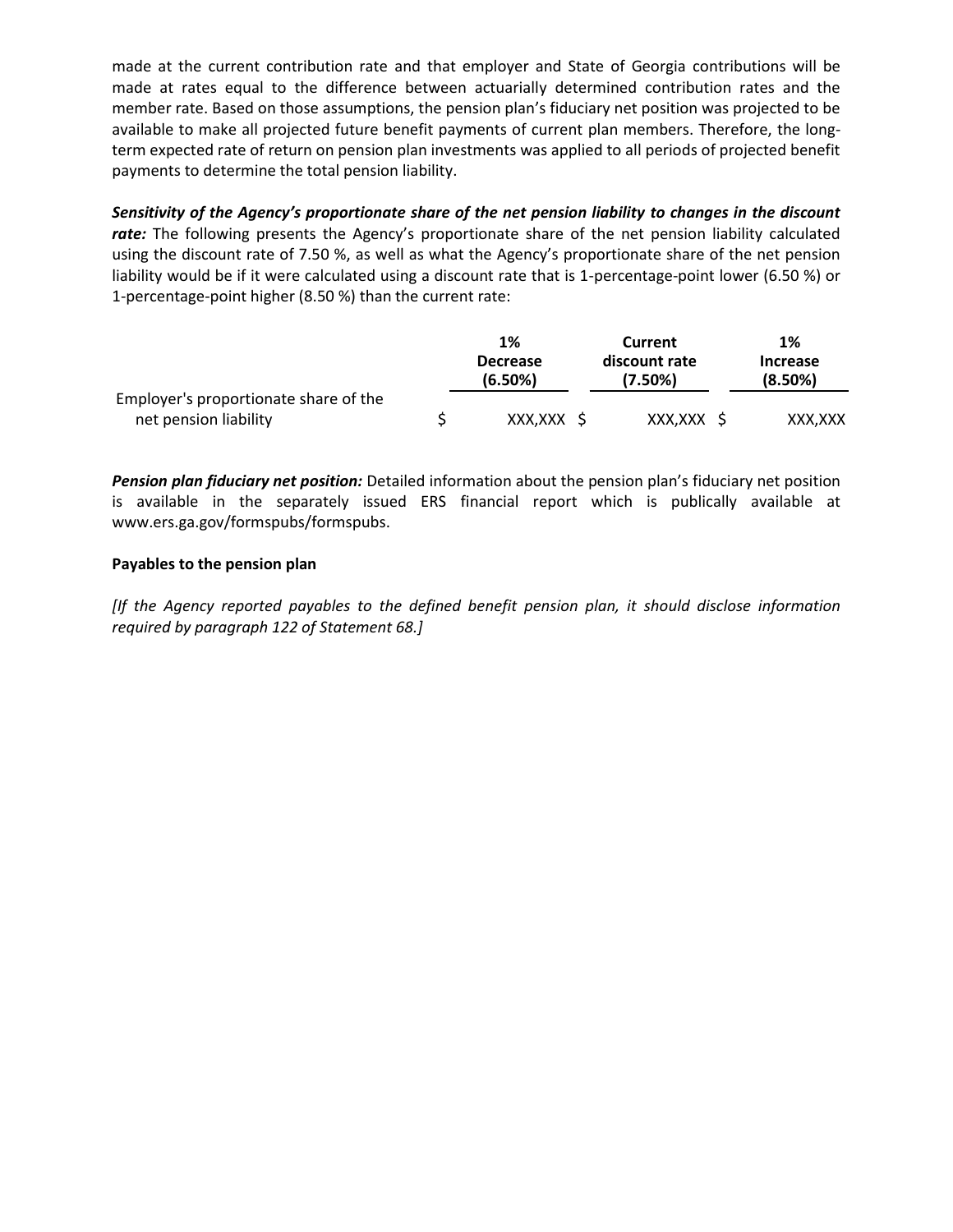made at the current contribution rate and that employer and State of Georgia contributions will be made at rates equal to the difference between actuarially determined contribution rates and the member rate. Based on those assumptions, the pension plan's fiduciary net position was projected to be available to make all projected future benefit payments of current plan members. Therefore, the long-term expected rate of return on pension plan investments was applied to all periods of projected benefit payments to determine the total pension liability.

***Sensitivity of the Agency's proportionate share of the net pension liability to changes in the discount rate:*** The following presents the Agency's proportionate share of the net pension liability calculated using the discount rate of 7.50 %, as well as what the Agency's proportionate share of the net pension liability would be if it were calculated using a discount rate that is 1-percentage-point lower (6.50 %) or 1-percentage-point higher (8.50 %) than the current rate:

| | 1% Decrease (6.50%) | Current discount rate (7.50%) | 1% Increase (8.50%) |
|---|---|---|---|
| Employer's proportionate share of the net pension liability | $ XXX,XXX | $ XXX,XXX | $ XXX,XXX |

***Pension plan fiduciary net position:*** Detailed information about the pension plan's fiduciary net position is available in the separately issued ERS financial report which is publically available at www.ers.ga.gov/formspubs/formspubs.

**Payables to the pension plan**

*[If the Agency reported payables to the defined benefit pension plan, it should disclose information required by paragraph 122 of Statement 68.]*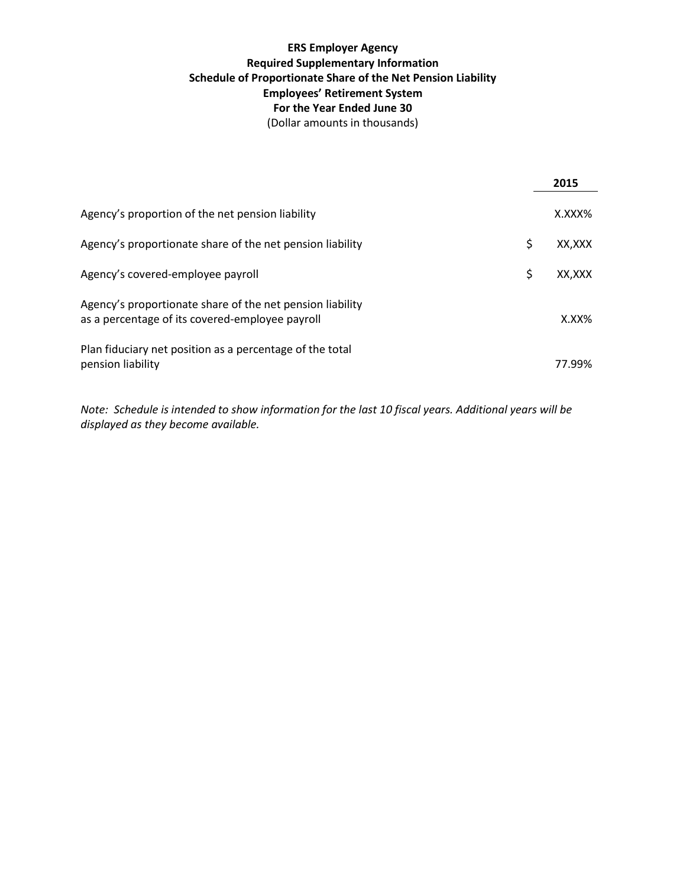**ERS Employer Agency**
**Required Supplementary Information**
**Schedule of Proportionate Share of the Net Pension Liability**
**Employees' Retirement System**
**For the Year Ended June 30**
(Dollar amounts in thousands)

| | 2015 |
|---|---|
| Agency's proportion of the net pension liability | X.XXX% |
| Agency's proportionate share of the net pension liability | $ XX,XXX |
| Agency's covered-employee payroll | $ XX,XXX |
| Agency's proportionate share of the net pension liability as a percentage of its covered-employee payroll | X.XX% |
| Plan fiduciary net position as a percentage of the total pension liability | 77.99% |

*Note: Schedule is intended to show information for the last 10 fiscal years. Additional years will be displayed as they become available.*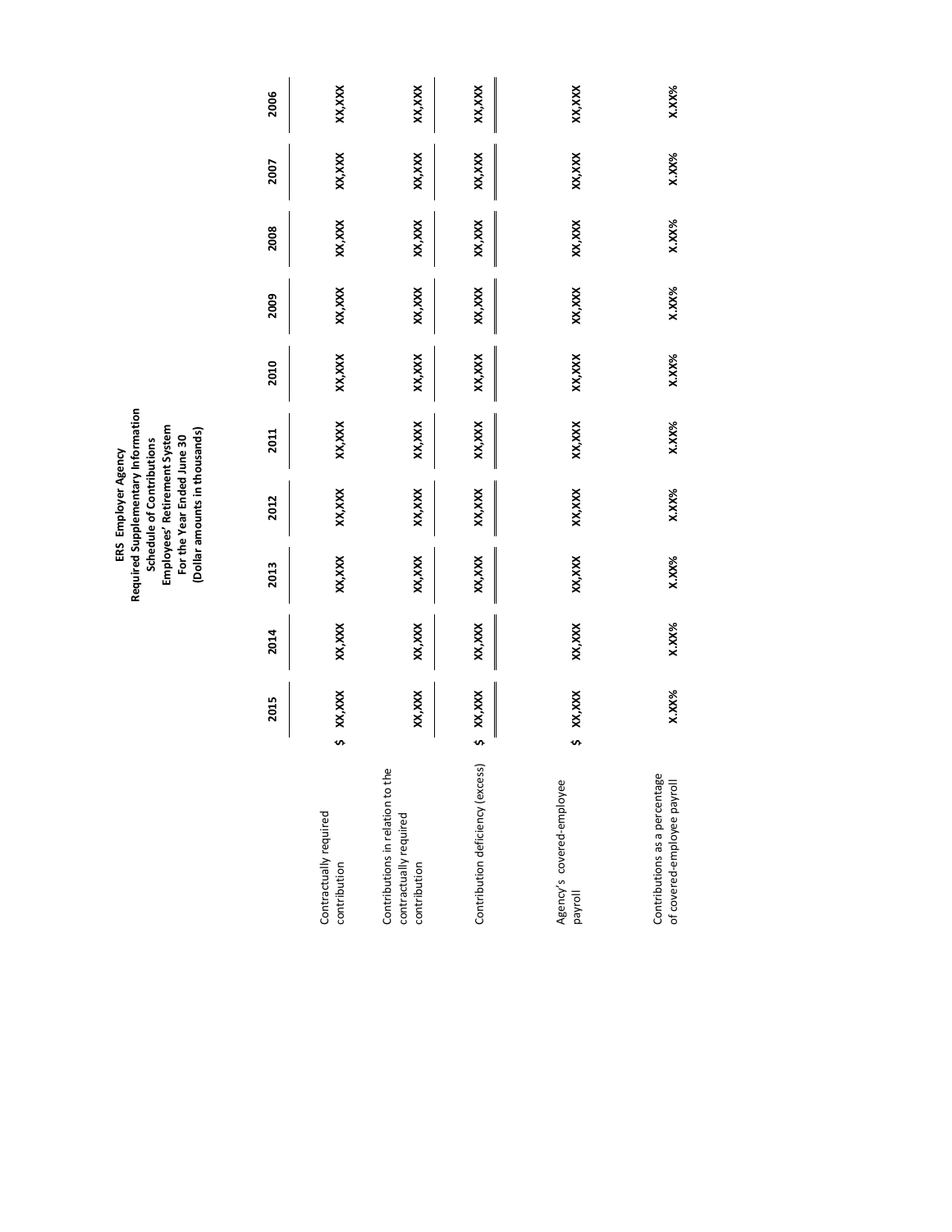**ERS Employer Agency**
**Required Supplementary Information**
**Schedule of Contributions**
**Employees' Retirement System**
**For the Year Ended June 30**
**(Dollar amounts in thousands)**

| | 2015 | 2014 | 2013 | 2012 | 2011 | 2010 | 2009 | 2008 | 2007 | 2006 |
|---|---|---|---|---|---|---|---|---|---|---|
| Contractually required contribution | $ XX,XXX | XX,XXX | XX,XXX | XX,XXX | XX,XXX | XX,XXX | XX,XXX | XX,XXX | XX,XXX | XX,XXX |
| Contributions in relation to the contractually required contribution | XX,XXX | XX,XXX | XX,XXX | XX,XXX | XX,XXX | XX,XXX | XX,XXX | XX,XXX | XX,XXX | XX,XXX |
| Contribution deficiency (excess) | $ XX,XXX | XX,XXX | XX,XXX | XX,XXX | XX,XXX | XX,XXX | XX,XXX | XX,XXX | XX,XXX | XX,XXX |
| Agency's covered-employee payroll | $ XX,XXX | XX,XXX | XX,XXX | XX,XXX | XX,XXX | XX,XXX | XX,XXX | XX,XXX | XX,XXX | XX,XXX |
| Contributions as a percentage of covered-employee payroll | X.XX% | X.XX% | X.XX% | X.XX% | X.XX% | X.XX% | X.XX% | X.XX% | X.XX% | X.XX% |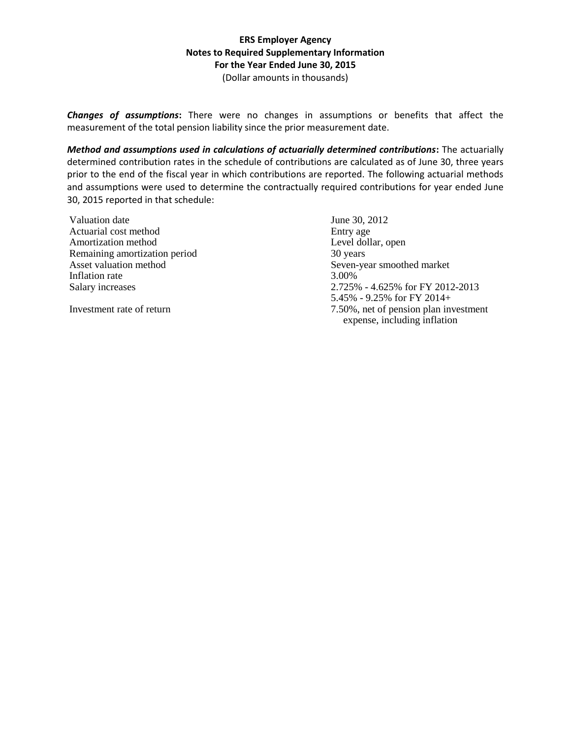**ERS Employer Agency**
**Notes to Required Supplementary Information**
**For the Year Ended June 30, 2015**
(Dollar amounts in thousands)

***Changes of assumptions*:** There were no changes in assumptions or benefits that affect the measurement of the total pension liability since the prior measurement date.

***Method and assumptions used in calculations of actuarially determined contributions*:** The actuarially determined contribution rates in the schedule of contributions are calculated as of June 30, three years prior to the end of the fiscal year in which contributions are reported. The following actuarial methods and assumptions were used to determine the contractually required contributions for year ended June 30, 2015 reported in that schedule:

| | |
|---|---|
| Valuation date | June 30, 2012 |
| Actuarial cost method | Entry age |
| Amortization method | Level dollar, open |
| Remaining amortization period | 30 years |
| Asset valuation method | Seven-year smoothed market |
| Inflation rate | 3.00% |
| Salary increases | 2.725% - 4.625% for FY 2012-2013<br>5.45% - 9.25% for FY 2014+ |
| Investment rate of return | 7.50%, net of pension plan investment expense, including inflation |